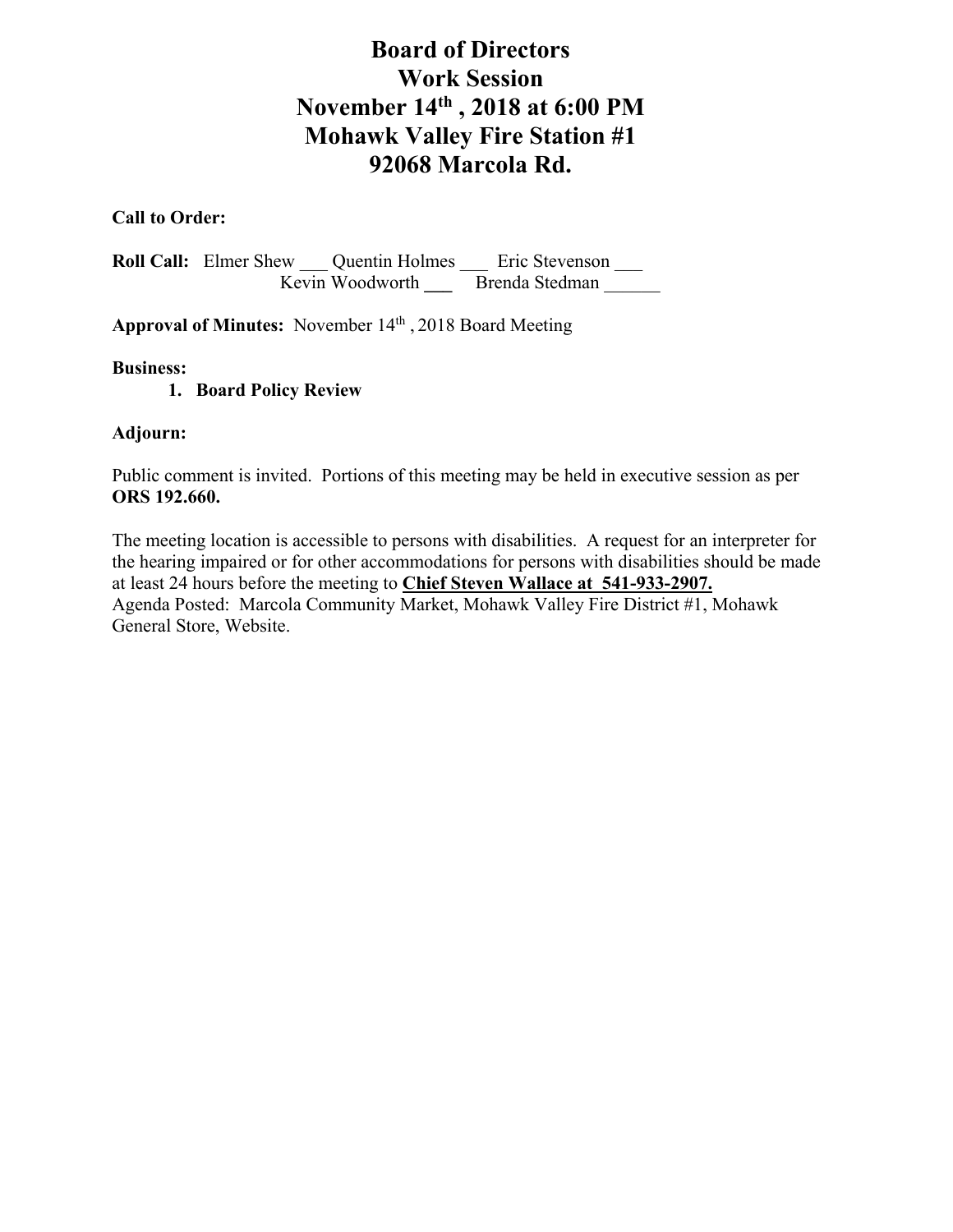# Board of Directors
# Work Session
# November 14th, 2018 at 6:00 PM
# Mohawk Valley Fire Station #1
# 92068 Marcola Rd.

**Call to Order:**

**Roll Call:** Elmer Shew ___ Quentin Holmes ___ Eric Stevenson ___
Kevin Woodworth ___ Brenda Stedman ______

**Approval of Minutes:** November 14th, 2018 Board Meeting

**Business:**

1. **Board Policy Review**

**Adjourn:**

Public comment is invited. Portions of this meeting may be held in executive session as per **ORS 192.660.**

The meeting location is accessible to persons with disabilities. A request for an interpreter for the hearing impaired or for other accommodations for persons with disabilities should be made at least 24 hours before the meeting to **Chief Steven Wallace at 541-933-2907.**
Agenda Posted: Marcola Community Market, Mohawk Valley Fire District #1, Mohawk General Store, Website.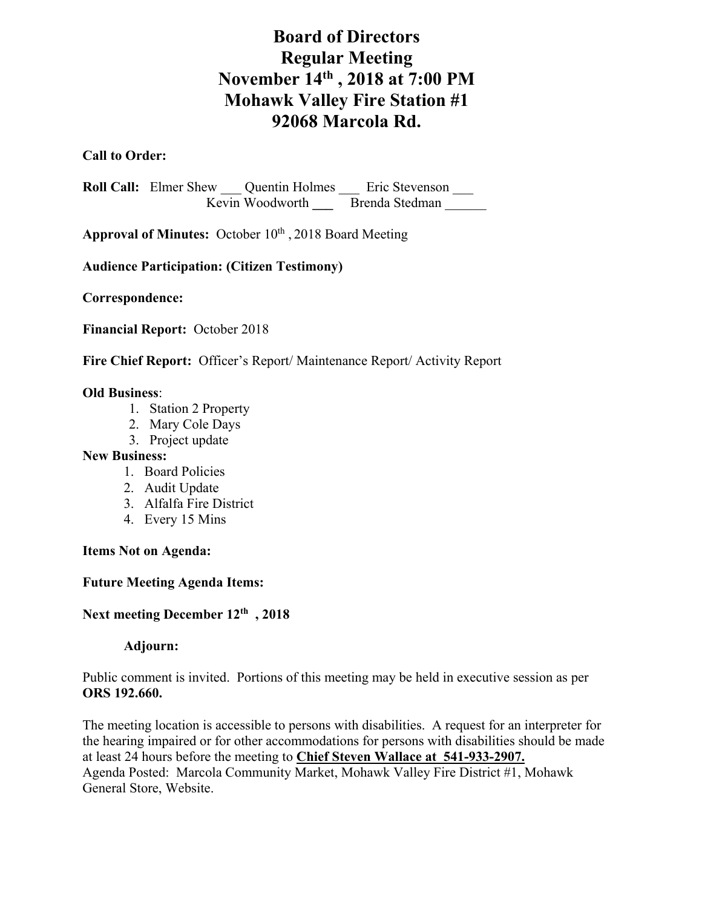# Board of Directors
# Regular Meeting
# November 14th , 2018 at 7:00 PM
# Mohawk Valley Fire Station #1
# 92068 Marcola Rd.

**Call to Order:**

**Roll Call:** Elmer Shew ___ Quentin Holmes ___ Eric Stevenson ___
Kevin Woodworth ___ Brenda Stedman ______

**Approval of Minutes:** October 10th , 2018 Board Meeting

**Audience Participation: (Citizen Testimony)**

**Correspondence:**

**Financial Report:** October 2018

**Fire Chief Report:** Officer's Report/ Maintenance Report/ Activity Report

**Old Business**:

1. Station 2 Property
2. Mary Cole Days
3. Project update

**New Business:**

1. Board Policies
2. Audit Update
3. Alfalfa Fire District
4. Every 15 Mins

**Items Not on Agenda:**

**Future Meeting Agenda Items:**

**Next meeting December 12th , 2018**

**Adjourn:**

Public comment is invited. Portions of this meeting may be held in executive session as per **ORS 192.660.**

The meeting location is accessible to persons with disabilities. A request for an interpreter for the hearing impaired or for other accommodations for persons with disabilities should be made at least 24 hours before the meeting to **Chief Steven Wallace at 541-933-2907.**
Agenda Posted: Marcola Community Market, Mohawk Valley Fire District #1, Mohawk General Store, Website.